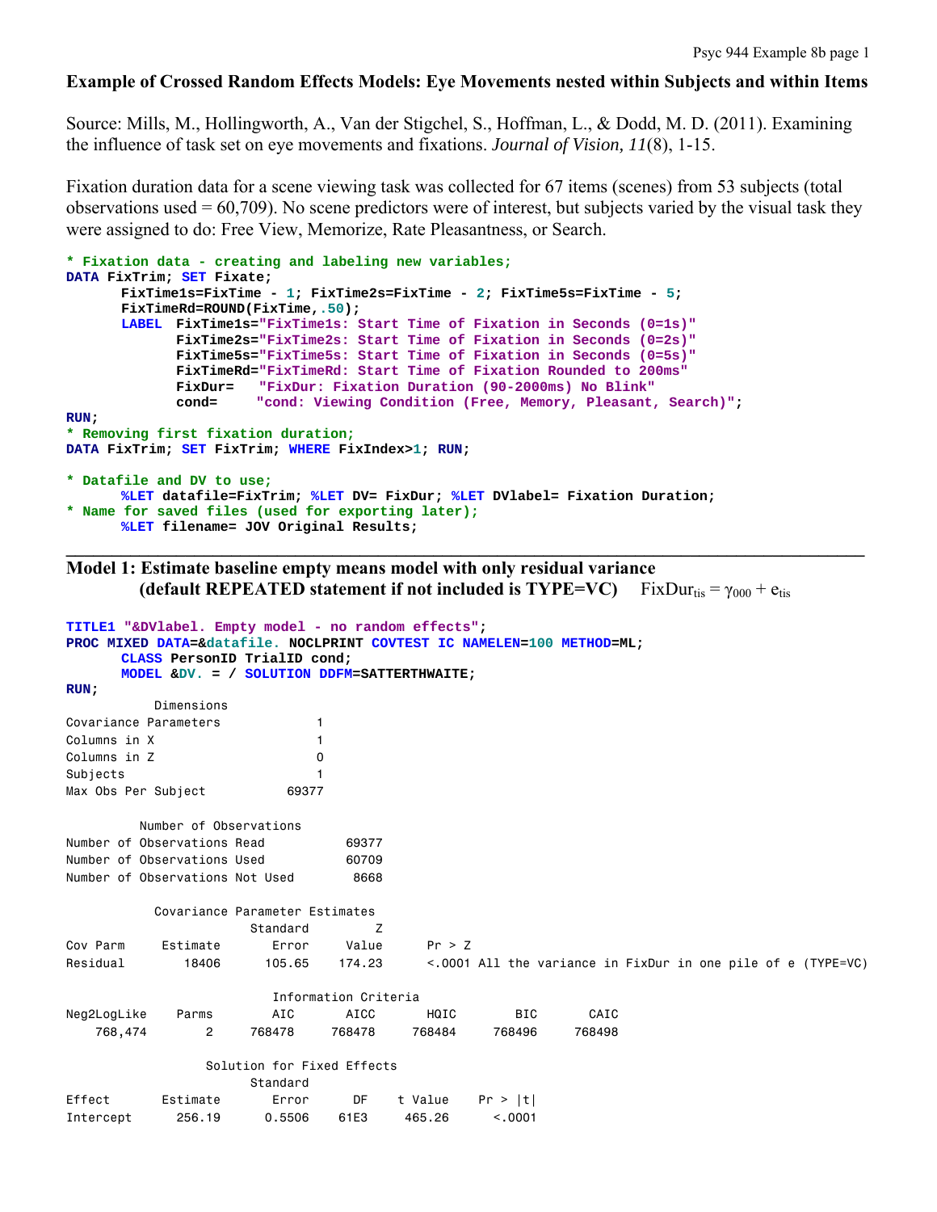### Example of Crossed Random Effects Models: Eye Movements nested within Subjects and within Items

Source: Mills, M., Hollingworth, A., Van der Stigchel, S., Hoffman, L., & Dodd, M. D. (2011). Examining the influence of task set on eye movements and fixations. *Journal of Vision, 11*(8), 1-15.

Fixation duration data for a scene viewing task was collected for 67 items (scenes) from 53 subjects (total observations used = 60,709). No scene predictors were of interest, but subjects varied by the visual task they were assigned to do: Free View, Memorize, Rate Pleasantness, or Search.

```
* Fixation data - creating and labeling new variables;
DATA FixTrim; SET Fixate;
      FixTime1s=FixTime - 1; FixTime2s=FixTime - 2; FixTime5s=FixTime - 5;
      FixTimeRd=ROUND(FixTime,.50);
      LABEL  FixTime1s="FixTime1s: Start Time of Fixation in Seconds (0=1s)"
             FixTime2s="FixTime2s: Start Time of Fixation in Seconds (0=2s)"
             FixTime5s="FixTime5s: Start Time of Fixation in Seconds (0=5s)"
             FixTimeRd="FixTimeRd: Start Time of Fixation Rounded to 200ms"
             FixDur=   "FixDur: Fixation Duration (90-2000ms) No Blink"
             cond=     "cond: Viewing Condition (Free, Memory, Pleasant, Search)";
RUN;
* Removing first fixation duration;
DATA FixTrim; SET FixTrim; WHERE FixIndex>1; RUN;

* Datafile and DV to use;
      %LET datafile=FixTrim; %LET DV= FixDur; %LET DVlabel= Fixation Duration;
* Name for saved files (used for exporting later);
      %LET filename= JOV Original Results;
```

---

### Model 1: Estimate baseline empty means model with only residual variance (default REPEATED statement if not included is TYPE=VC) $FixDur_{tis} = \gamma_{000} + e_{tis}$

```
TITLE1 "&DVlabel. Empty model - no random effects";
PROC MIXED DATA=&datafile. NOCLPRINT COVTEST IC NAMELEN=100 METHOD=ML;
      CLASS PersonID TrialID cond;
      MODEL &DV. = / SOLUTION DDFM=SATTERTHWAITE;
RUN;
```

```
          Dimensions
Covariance Parameters            1
Columns in X                     1
Columns in Z                     0
Subjects                         1
Max Obs Per Subject          69377

         Number of Observations
Number of Observations Read          69377
Number of Observations Used          60709
Number of Observations Not Used       8668

           Covariance Parameter Estimates
                        Standard         Z
Cov Parm     Estimate      Error     Value      Pr > Z
Residual        18406     105.65    174.23      <.0001 All the variance in FixDur in one pile of e (TYPE=VC)

                          Information Criteria
Neg2LogLike    Parms       AIC      AICC      HQIC       BIC      CAIC
   768,474        2    768478    768478    768484    768496    768498

                   Solution for Fixed Effects
                        Standard
Effect       Estimate      Error      DF    t Value    Pr > |t|
Intercept      256.19     0.5506    61E3     465.26      <.0001
```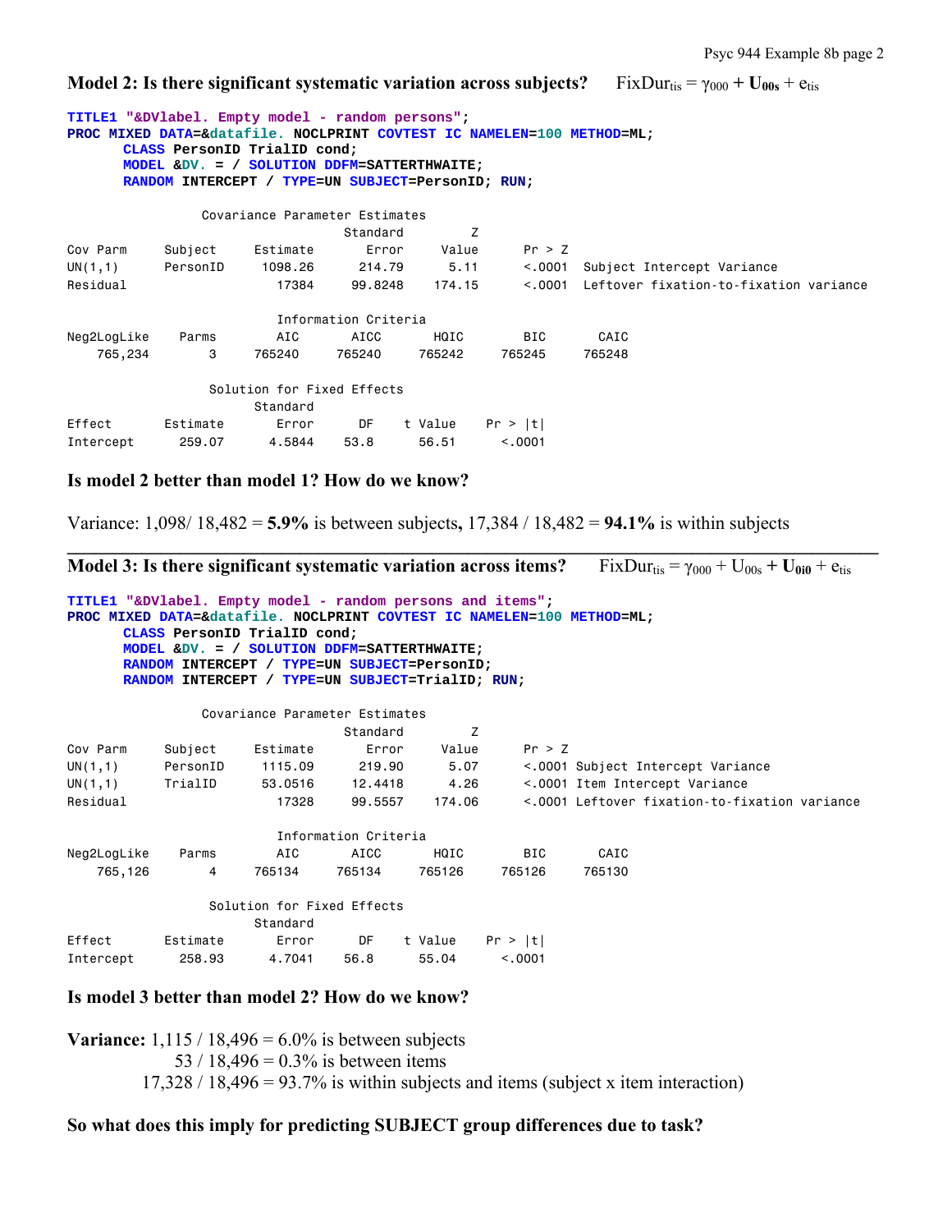### Model 2: Is there significant systematic variation across subjects? $\text{FixDur}_{tis} = \gamma_{000} + \mathbf{U_{00s}} + e_{tis}$

```
TITLE1 "&DVlabel. Empty model - random persons";
PROC MIXED DATA=&datafile. NOCLPRINT COVTEST IC NAMELEN=100 METHOD=ML;
      CLASS PersonID TrialID cond;
      MODEL &DV. = / SOLUTION DDFM=SATTERTHWAITE;
      RANDOM INTERCEPT / TYPE=UN SUBJECT=PersonID; RUN;
```

Covariance Parameter Estimates

| Cov Parm | Subject | Estimate | Standard Error | Z Value | Pr > Z | |
|---|---|---|---|---|---|---|
| UN(1,1) | PersonID | 1098.26 | 214.79 | 5.11 | <.0001 | Subject Intercept Variance |
| Residual | | 17384 | 99.8248 | 174.15 | <.0001 | Leftover fixation-to-fixation variance |

Information Criteria

| Neg2LogLike | Parms | AIC | AICC | HQIC | BIC | CAIC |
|---|---|---|---|---|---|---|
| 765,234 | 3 | 765240 | 765240 | 765242 | 765245 | 765248 |

Solution for Fixed Effects

| Effect | Estimate | Standard Error | DF | t Value | Pr > \|t\| |
|---|---|---|---|---|---|
| Intercept | 259.07 | 4.5844 | 53.8 | 56.51 | <.0001 |

**Is model 2 better than model 1? How do we know?**

Variance: 1,098/ 18,482 = **5.9%** is between subjects**,** 17,384 / 18,482 = **94.1%** is within subjects

---

### Model 3: Is there significant systematic variation across items? $\text{FixDur}_{tis} = \gamma_{000} + U_{00s} + \mathbf{U_{0i0}} + e_{tis}$

```
TITLE1 "&DVlabel. Empty model - random persons and items";
PROC MIXED DATA=&datafile. NOCLPRINT COVTEST IC NAMELEN=100 METHOD=ML;
      CLASS PersonID TrialID cond;
      MODEL &DV. = / SOLUTION DDFM=SATTERTHWAITE;
      RANDOM INTERCEPT / TYPE=UN SUBJECT=PersonID;
      RANDOM INTERCEPT / TYPE=UN SUBJECT=TrialID; RUN;
```

Covariance Parameter Estimates

| Cov Parm | Subject | Estimate | Standard Error | Z Value | Pr > Z | |
|---|---|---|---|---|---|---|
| UN(1,1) | PersonID | 1115.09 | 219.90 | 5.07 | <.0001 | Subject Intercept Variance |
| UN(1,1) | TrialID | 53.0516 | 12.4418 | 4.26 | <.0001 | Item Intercept Variance |
| Residual | | 17328 | 99.5557 | 174.06 | <.0001 | Leftover fixation-to-fixation variance |

Information Criteria

| Neg2LogLike | Parms | AIC | AICC | HQIC | BIC | CAIC |
|---|---|---|---|---|---|---|
| 765,126 | 4 | 765134 | 765134 | 765126 | 765126 | 765130 |

Solution for Fixed Effects

| Effect | Estimate | Standard Error | DF | t Value | Pr > \|t\| |
|---|---|---|---|---|---|
| Intercept | 258.93 | 4.7041 | 56.8 | 55.04 | <.0001 |

**Is model 3 better than model 2? How do we know?**

**Variance:** 1,115 / 18,496 = 6.0% is between subjects
53 / 18,496 = 0.3% is between items
17,328 / 18,496 = 93.7% is within subjects and items (subject x item interaction)

**So what does this imply for predicting SUBJECT group differences due to task?**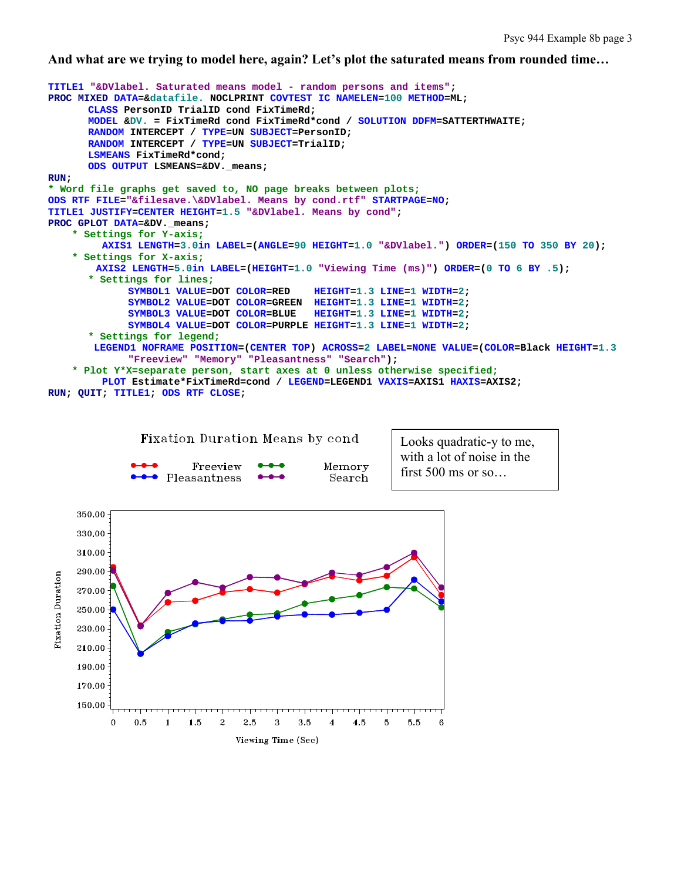**And what are we trying to model here, again? Let's plot the saturated means from rounded time…**

```
TITLE1 "&DVlabel. Saturated means model - random persons and items";
PROC MIXED DATA=&datafile. NOCLPRINT COVTEST IC NAMELEN=100 METHOD=ML;
       CLASS PersonID TrialID cond FixTimeRd;
       MODEL &DV. = FixTimeRd cond FixTimeRd*cond / SOLUTION DDFM=SATTERTHWAITE;
       RANDOM INTERCEPT / TYPE=UN SUBJECT=PersonID;
       RANDOM INTERCEPT / TYPE=UN SUBJECT=TrialID;
       LSMEANS FixTimeRd*cond;
       ODS OUTPUT LSMEANS=&DV._means;
RUN;
* Word file graphs get saved to, NO page breaks between plots;
ODS RTF FILE="&filesave.\&DVlabel. Means by cond.rtf" STARTPAGE=NO;
TITLE1 JUSTIFY=CENTER HEIGHT=1.5 "&DVlabel. Means by cond";
PROC GPLOT DATA=&DV._means;
    * Settings for Y-axis;
         AXIS1 LENGTH=3.0in LABEL=(ANGLE=90 HEIGHT=1.0 "&DVlabel.") ORDER=(150 TO 350 BY 20);
    * Settings for X-axis;
        AXIS2 LENGTH=5.0in LABEL=(HEIGHT=1.0 "Viewing Time (ms)") ORDER=(0 TO 6 BY .5);
       * Settings for lines;
              SYMBOL1 VALUE=DOT COLOR=RED    HEIGHT=1.3 LINE=1 WIDTH=2;
              SYMBOL2 VALUE=DOT COLOR=GREEN  HEIGHT=1.3 LINE=1 WIDTH=2;
              SYMBOL3 VALUE=DOT COLOR=BLUE   HEIGHT=1.3 LINE=1 WIDTH=2;
              SYMBOL4 VALUE=DOT COLOR=PURPLE HEIGHT=1.3 LINE=1 WIDTH=2;
       * Settings for legend;
        LEGEND1 NOFRAME POSITION=(CENTER TOP) ACROSS=2 LABEL=NONE VALUE=(COLOR=Black HEIGHT=1.3
              "Freeview" "Memory" "Pleasantness" "Search");
    * Plot Y*X=separate person, start axes at 0 unless otherwise specified;
         PLOT Estimate*FixTimeRd=cond / LEGEND=LEGEND1 VAXIS=AXIS1 HAXIS=AXIS2;
RUN; QUIT; TITLE1; ODS RTF CLOSE;
```

Fixation Duration Means by cond

Looks quadratic-y to me, with a lot of noise in the first 500 ms or so…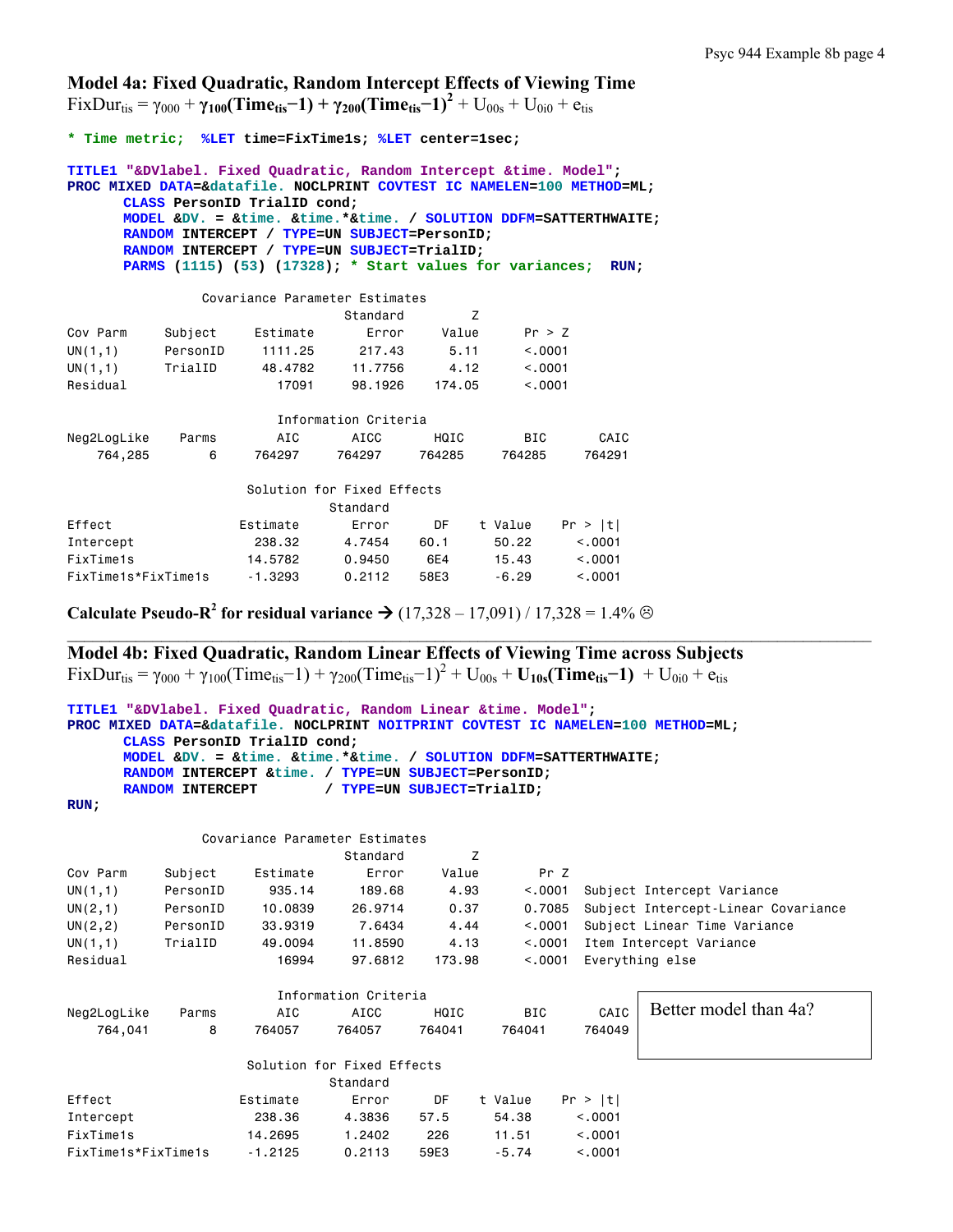## Model 4a: Fixed Quadratic, Random Intercept Effects of Viewing Time

$$FixDur_{tis} = \gamma_{000} + \boldsymbol{\gamma_{100}(Time_{tis}-1)} + \boldsymbol{\gamma_{200}(Time_{tis}-1)^2} + U_{00s} + U_{0i0} + e_{tis}$$

```
* Time metric;  %LET time=FixTime1s; %LET center=1sec;

TITLE1 "&DVlabel. Fixed Quadratic, Random Intercept &time. Model";
PROC MIXED DATA=&datafile. NOCLPRINT COVTEST IC NAMELEN=100 METHOD=ML;
      CLASS PersonID TrialID cond;
      MODEL &DV. = &time. &time.*&time. / SOLUTION DDFM=SATTERTHWAITE;
      RANDOM INTERCEPT / TYPE=UN SUBJECT=PersonID;
      RANDOM INTERCEPT / TYPE=UN SUBJECT=TrialID;
      PARMS (1115) (53) (17328); * Start values for variances;  RUN;
```

Covariance Parameter Estimates

| Cov Parm | Subject | Estimate | Standard Error | Z Value | Pr > Z |
|---|---|---|---|---|---|
| UN(1,1) | PersonID | 1111.25 | 217.43 | 5.11 | <.0001 |
| UN(1,1) | TrialID | 48.4782 | 11.7756 | 4.12 | <.0001 |
| Residual | | 17091 | 98.1926 | 174.05 | <.0001 |

Information Criteria

| Neg2LogLike | Parms | AIC | AICC | HQIC | BIC | CAIC |
|---|---|---|---|---|---|---|
| 764,285 | 6 | 764297 | 764297 | 764285 | 764285 | 764291 |

Solution for Fixed Effects

| Effect | Estimate | Standard Error | DF | t Value | Pr > \|t\| |
|---|---|---|---|---|---|
| Intercept | 238.32 | 4.7454 | 60.1 | 50.22 | <.0001 |
| FixTime1s | 14.5782 | 0.9450 | 6E4 | 15.43 | <.0001 |
| FixTime1s*FixTime1s | -1.3293 | 0.2112 | 58E3 | -6.29 | <.0001 |

**Calculate Pseudo-$R^2$ for residual variance →** (17,328 – 17,091) / 17,328 = 1.4% ☹

---

## Model 4b: Fixed Quadratic, Random Linear Effects of Viewing Time across Subjects

$$FixDur_{tis} = \gamma_{000} + \gamma_{100}(Time_{tis}-1) + \gamma_{200}(Time_{tis}-1)^2 + U_{00s} + \boldsymbol{U_{10s}(Time_{tis}-1)} + U_{0i0} + e_{tis}$$

```
TITLE1 "&DVlabel. Fixed Quadratic, Random Linear &time. Model";
PROC MIXED DATA=&datafile. NOCLPRINT NOITPRINT COVTEST IC NAMELEN=100 METHOD=ML;
      CLASS PersonID TrialID cond;
      MODEL &DV. = &time. &time.*&time. / SOLUTION DDFM=SATTERTHWAITE;
      RANDOM INTERCEPT &time. / TYPE=UN SUBJECT=PersonID;
      RANDOM INTERCEPT        / TYPE=UN SUBJECT=TrialID;
RUN;
```

Covariance Parameter Estimates

| Cov Parm | Subject | Estimate | Standard Error | Z Value | Pr Z | |
|---|---|---|---|---|---|---|
| UN(1,1) | PersonID | 935.14 | 189.68 | 4.93 | <.0001 | Subject Intercept Variance |
| UN(2,1) | PersonID | 10.0839 | 26.9714 | 0.37 | 0.7085 | Subject Intercept-Linear Covariance |
| UN(2,2) | PersonID | 33.9319 | 7.6434 | 4.44 | <.0001 | Subject Linear Time Variance |
| UN(1,1) | TrialID | 49.0094 | 11.8590 | 4.13 | <.0001 | Item Intercept Variance |
| Residual | | 16994 | 97.6812 | 173.98 | <.0001 | Everything else |

Information Criteria

| Neg2LogLike | Parms | AIC | AICC | HQIC | BIC | CAIC |
|---|---|---|---|---|---|---|
| 764,041 | 8 | 764057 | 764057 | 764041 | 764041 | 764049 |

Better model than 4a?

Solution for Fixed Effects

| Effect | Estimate | Standard Error | DF | t Value | Pr > \|t\| |
|---|---|---|---|---|---|
| Intercept | 238.36 | 4.3836 | 57.5 | 54.38 | <.0001 |
| FixTime1s | 14.2695 | 1.2402 | 226 | 11.51 | <.0001 |
| FixTime1s*FixTime1s | -1.2125 | 0.2113 | 59E3 | -5.74 | <.0001 |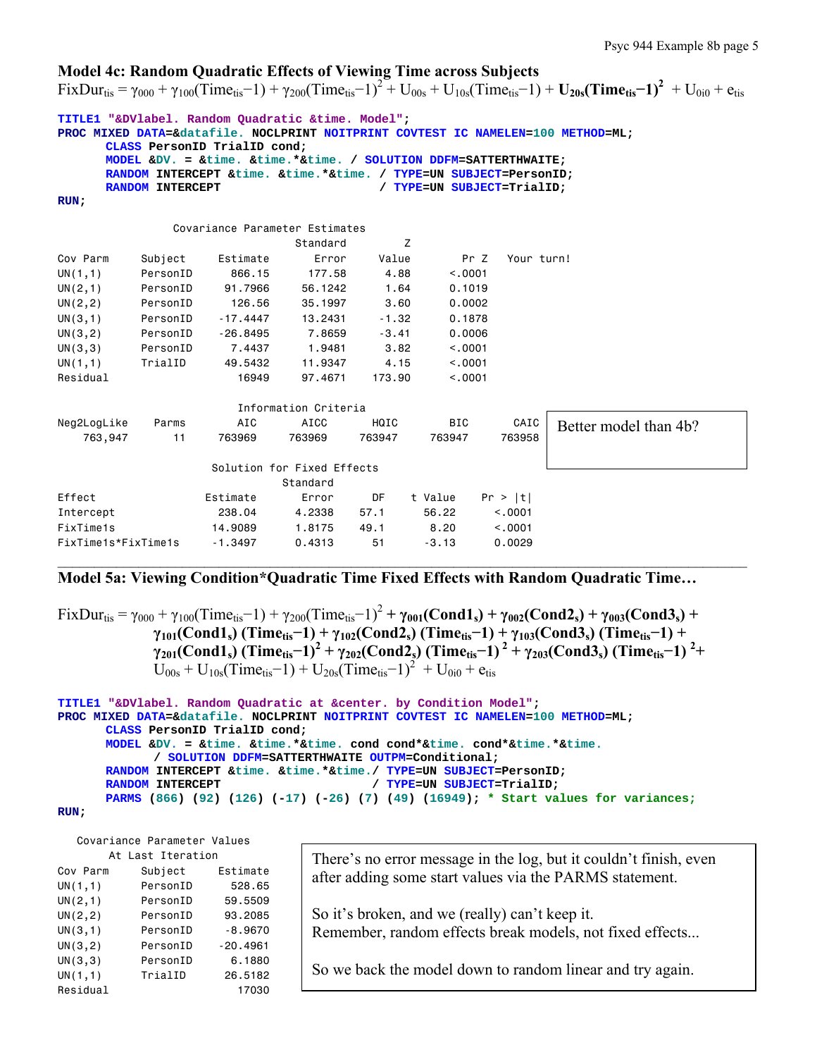### Model 4c: Random Quadratic Effects of Viewing Time across Subjects

$$\text{FixDur}_{tis} = \gamma_{000} + \gamma_{100}(\text{Time}_{tis}-1) + \gamma_{200}(\text{Time}_{tis}-1)^2 + U_{00s} + U_{10s}(\text{Time}_{tis}-1) + \mathbf{U_{20s}(Time_{tis}-1)^2} + U_{0i0} + e_{tis}$$

```
TITLE1 "&DVlabel. Random Quadratic &time. Model";
PROC MIXED DATA=&datafile. NOCLPRINT NOITPRINT COVTEST IC NAMELEN=100 METHOD=ML;
      CLASS PersonID TrialID cond;
      MODEL &DV. = &time. &time.*&time. / SOLUTION DDFM=SATTERTHWAITE;
      RANDOM INTERCEPT &time. &time.*&time. / TYPE=UN SUBJECT=PersonID;
      RANDOM INTERCEPT                      / TYPE=UN SUBJECT=TrialID;
RUN;
```

Covariance Parameter Estimates

| Cov Parm | Subject | Estimate | Standard Error | Z Value | Pr Z | Your turn! |
|---|---|---|---|---|---|---|
| UN(1,1) | PersonID | 866.15 | 177.58 | 4.88 | <.0001 | |
| UN(2,1) | PersonID | 91.7966 | 56.1242 | 1.64 | 0.1019 | |
| UN(2,2) | PersonID | 126.56 | 35.1997 | 3.60 | 0.0002 | |
| UN(3,1) | PersonID | -17.4447 | 13.2431 | -1.32 | 0.1878 | |
| UN(3,2) | PersonID | -26.8495 | 7.8659 | -3.41 | 0.0006 | |
| UN(3,3) | PersonID | 7.4437 | 1.9481 | 3.82 | <.0001 | |
| UN(1,1) | TrialID | 49.5432 | 11.9347 | 4.15 | <.0001 | |
| Residual | | 16949 | 97.4671 | 173.90 | <.0001 | |

Information Criteria

| Neg2LogLike | Parms | AIC | AICC | HQIC | BIC | CAIC |
|---|---|---|---|---|---|---|
| 763,947 | 11 | 763969 | 763969 | 763947 | 763947 | 763958 |

Better model than 4b?

Solution for Fixed Effects

| Effect | Estimate | Standard Error | DF | t Value | Pr > \|t\| |
|---|---|---|---|---|---|
| Intercept | 238.04 | 4.2338 | 57.1 | 56.22 | <.0001 |
| FixTime1s | 14.9089 | 1.8175 | 49.1 | 8.20 | <.0001 |
| FixTime1s*FixTime1s | -1.3497 | 0.4313 | 51 | -3.13 | 0.0029 |

---

### Model 5a: Viewing Condition*Quadratic Time Fixed Effects with Random Quadratic Time…

$$\begin{aligned}\text{FixDur}_{tis} = {} & \gamma_{000} + \gamma_{100}(\text{Time}_{tis}-1) + \gamma_{200}(\text{Time}_{tis}-1)^2 + \boldsymbol{\gamma_{001}(\text{Cond1}_s) + \gamma_{002}(\text{Cond2}_s) + \gamma_{003}(\text{Cond3}_s)} + \\ & \boldsymbol{\gamma_{101}(\text{Cond1}_s)(\text{Time}_{tis}-1) + \gamma_{102}(\text{Cond2}_s)(\text{Time}_{tis}-1) + \gamma_{103}(\text{Cond3}_s)(\text{Time}_{tis}-1)} + \\ & \boldsymbol{\gamma_{201}(\text{Cond1}_s)(\text{Time}_{tis}-1)^2 + \gamma_{202}(\text{Cond2}_s)(\text{Time}_{tis}-1)^2 + \gamma_{203}(\text{Cond3}_s)(\text{Time}_{tis}-1)^2} + \\ & U_{00s} + U_{10s}(\text{Time}_{tis}-1) + U_{20s}(\text{Time}_{tis}-1)^2 + U_{0i0} + e_{tis}\end{aligned}$$

```
TITLE1 "&DVlabel. Random Quadratic at &center. by Condition Model";
PROC MIXED DATA=&datafile. NOCLPRINT NOITPRINT COVTEST IC NAMELEN=100 METHOD=ML;
      CLASS PersonID TrialID cond;
      MODEL &DV. = &time. &time.*&time. cond cond*&time. cond*&time.*&time.
            / SOLUTION DDFM=SATTERTHWAITE OUTPM=Conditional;
      RANDOM INTERCEPT &time. &time.*&time./ TYPE=UN SUBJECT=PersonID;
      RANDOM INTERCEPT                     / TYPE=UN SUBJECT=TrialID;
      PARMS (866) (92) (126) (-17) (-26) (7) (49) (16949); * Start values for variances;
RUN;
```

Covariance Parameter Values At Last Iteration

| Cov Parm | Subject | Estimate |
|---|---|---|
| UN(1,1) | PersonID | 528.65 |
| UN(2,1) | PersonID | 59.5509 |
| UN(2,2) | PersonID | 93.2085 |
| UN(3,1) | PersonID | -8.9670 |
| UN(3,2) | PersonID | -20.4961 |
| UN(3,3) | PersonID | 6.1880 |
| UN(1,1) | TrialID | 26.5182 |
| Residual | | 17030 |

There's no error message in the log, but it couldn't finish, even after adding some start values via the PARMS statement.

So it's broken, and we (really) can't keep it.
Remember, random effects break models, not fixed effects...

So we back the model down to random linear and try again.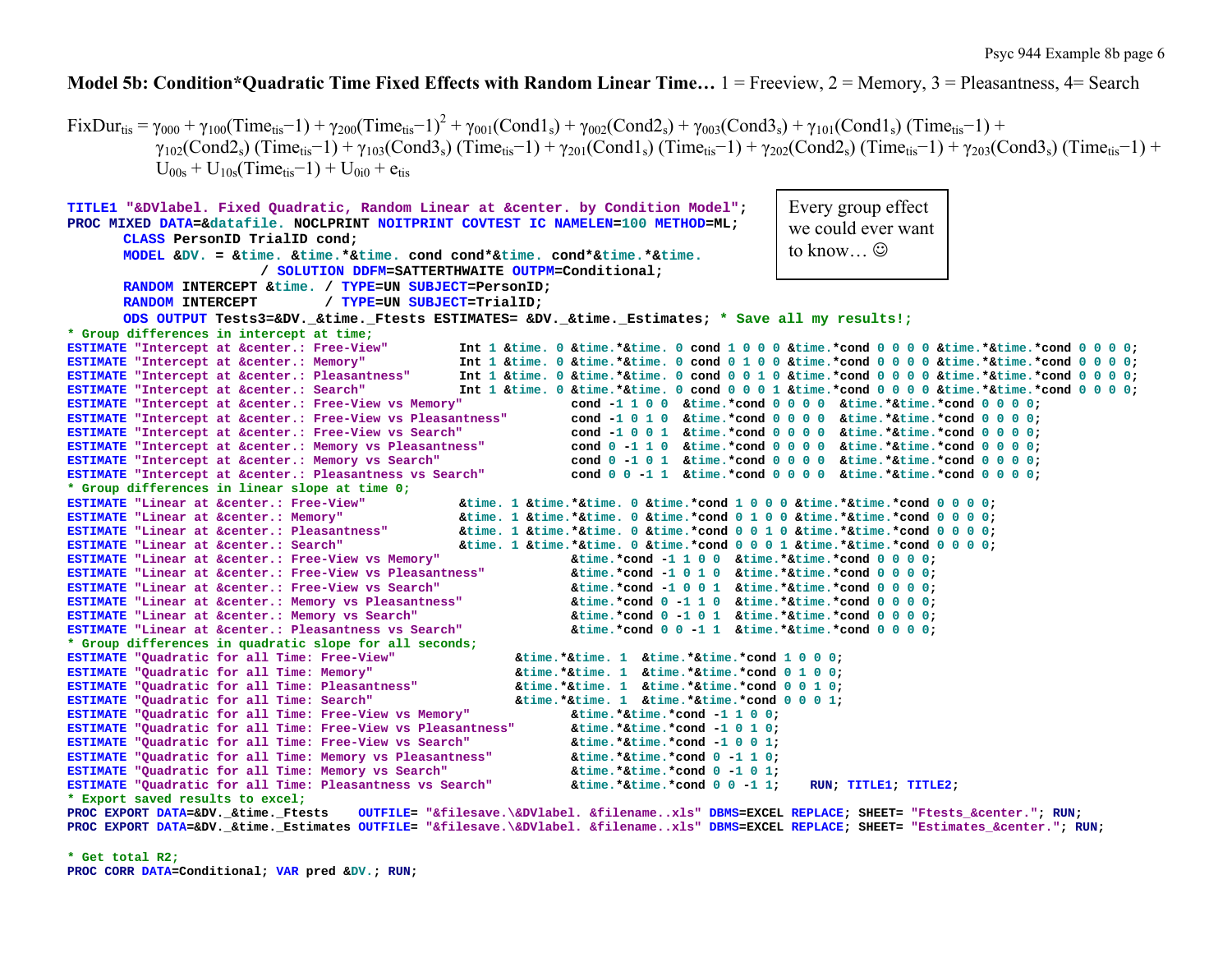**Model 5b: Condition*Quadratic Time Fixed Effects with Random Linear Time…** 1 = Freeview, 2 = Memory, 3 = Pleasantness, 4= Search

$$FixDur_{tis} = \gamma_{000} + \gamma_{100}(Time_{tis}-1) + \gamma_{200}(Time_{tis}-1)^2 + \gamma_{001}(Cond1_s) + \gamma_{002}(Cond2_s) + \gamma_{003}(Cond3_s) + \gamma_{101}(Cond1_s)(Time_{tis}-1) + \gamma_{102}(Cond2_s)(Time_{tis}-1) + \gamma_{103}(Cond3_s)(Time_{tis}-1) + \gamma_{201}(Cond1_s)(Time_{tis}-1) + \gamma_{202}(Cond2_s)(Time_{tis}-1) + \gamma_{203}(Cond3_s)(Time_{tis}-1) + U_{00s} + U_{10s}(Time_{tis}-1) + U_{0i0} + e_{tis}$$

Every group effect we could ever want to know… ☺

```
TITLE1 "&DVlabel. Fixed Quadratic, Random Linear at &center. by Condition Model";
PROC MIXED DATA=&datafile. NOCLPRINT NOITPRINT COVTEST IC NAMELEN=100 METHOD=ML;
      CLASS PersonID TrialID cond;
      MODEL &DV. = &time. &time.*&time. cond cond*&time. cond*&time.*&time.
                        / SOLUTION DDFM=SATTERTHWAITE OUTPM=Conditional;
      RANDOM INTERCEPT &time. / TYPE=UN SUBJECT=PersonID;
      RANDOM INTERCEPT        / TYPE=UN SUBJECT=TrialID;
      ODS OUTPUT Tests3=&DV._&time._Ftests ESTIMATES= &DV._&time._Estimates; * Save all my results!;
* Group differences in intercept at time;
ESTIMATE "Intercept at &center.: Free-View"         Int 1 &time. 0 &time.*&time. 0 cond 1 0 0 0 &time.*cond 0 0 0 0 &time.*&time.*cond 0 0 0 0;
ESTIMATE "Intercept at &center.: Memory"            Int 1 &time. 0 &time.*&time. 0 cond 0 1 0 0 &time.*cond 0 0 0 0 &time.*&time.*cond 0 0 0 0;
ESTIMATE "Intercept at &center.: Pleasantness"      Int 1 &time. 0 &time.*&time. 0 cond 0 0 1 0 &time.*cond 0 0 0 0 &time.*&time.*cond 0 0 0 0;
ESTIMATE "Intercept at &center.: Search"            Int 1 &time. 0 &time.*&time. 0 cond 0 0 0 1 &time.*cond 0 0 0 0 &time.*&time.*cond 0 0 0 0;
ESTIMATE "Intercept at &center.: Free-View vs Memory"              cond -1 1 0 0  &time.*cond 0 0 0 0  &time.*&time.*cond 0 0 0 0;
ESTIMATE "Intercept at &center.: Free-View vs Pleasantness"        cond -1 0 1 0  &time.*cond 0 0 0 0  &time.*&time.*cond 0 0 0 0;
ESTIMATE "Intercept at &center.: Free-View vs Search"              cond -1 0 0 1  &time.*cond 0 0 0 0  &time.*&time.*cond 0 0 0 0;
ESTIMATE "Intercept at &center.: Memory vs Pleasantness"           cond 0 -1 1 0  &time.*cond 0 0 0 0  &time.*&time.*cond 0 0 0 0;
ESTIMATE "Intercept at &center.: Memory vs Search"                 cond 0 -1 0 1  &time.*cond 0 0 0 0  &time.*&time.*cond 0 0 0 0;
ESTIMATE "Intercept at &center.: Pleasantness vs Search"           cond 0 0 -1 1  &time.*cond 0 0 0 0  &time.*&time.*cond 0 0 0 0;
* Group differences in linear slope at time 0;
ESTIMATE "Linear at &center.: Free-View"            &time. 1 &time.*&time. 0 &time.*cond 1 0 0 0 &time.*&time.*cond 0 0 0 0;
ESTIMATE "Linear at &center.: Memory"               &time. 1 &time.*&time. 0 &time.*cond 0 1 0 0 &time.*&time.*cond 0 0 0 0;
ESTIMATE "Linear at &center.: Pleasantness"         &time. 1 &time.*&time. 0 &time.*cond 0 0 1 0 &time.*&time.*cond 0 0 0 0;
ESTIMATE "Linear at &center.: Search"               &time. 1 &time.*&time. 0 &time.*cond 0 0 0 1 &time.*&time.*cond 0 0 0 0;
ESTIMATE "Linear at &center.: Free-View vs Memory"                 &time.*cond -1 1 0 0  &time.*&time.*cond 0 0 0 0;
ESTIMATE "Linear at &center.: Free-View vs Pleasantness"           &time.*cond -1 0 1 0  &time.*&time.*cond 0 0 0 0;
ESTIMATE "Linear at &center.: Free-View vs Search"                 &time.*cond -1 0 0 1  &time.*&time.*cond 0 0 0 0;
ESTIMATE "Linear at &center.: Memory vs Pleasantness"              &time.*cond 0 -1 1 0  &time.*&time.*cond 0 0 0 0;
ESTIMATE "Linear at &center.: Memory vs Search"                    &time.*cond 0 -1 0 1  &time.*&time.*cond 0 0 0 0;
ESTIMATE "Linear at &center.: Pleasantness vs Search"              &time.*cond 0 0 -1 1  &time.*&time.*cond 0 0 0 0;
* Group differences in quadratic slope for all seconds;
ESTIMATE "Quadratic for all Time: Free-View"               &time.*&time. 1  &time.*&time.*cond 1 0 0 0;
ESTIMATE "Quadratic for all Time: Memory"                  &time.*&time. 1  &time.*&time.*cond 0 1 0 0;
ESTIMATE "Quadratic for all Time: Pleasantness"            &time.*&time. 1  &time.*&time.*cond 0 0 1 0;
ESTIMATE "Quadratic for all Time: Search"                  &time.*&time. 1  &time.*&time.*cond 0 0 0 1;
ESTIMATE "Quadratic for all Time: Free-View vs Memory"             &time.*&time.*cond -1 1 0 0;
ESTIMATE "Quadratic for all Time: Free-View vs Pleasantness"       &time.*&time.*cond -1 0 1 0;
ESTIMATE "Quadratic for all Time: Free-View vs Search"             &time.*&time.*cond -1 0 0 1;
ESTIMATE "Quadratic for all Time: Memory vs Pleasantness"          &time.*&time.*cond 0 -1 1 0;
ESTIMATE "Quadratic for all Time: Memory vs Search"                &time.*&time.*cond 0 -1 0 1;
ESTIMATE "Quadratic for all Time: Pleasantness vs Search"          &time.*&time.*cond 0 0 -1 1;    RUN; TITLE1; TITLE2;
* Export saved results to excel;
PROC EXPORT DATA=&DV._&time._Ftests    OUTFILE= "&filesave.\&DVlabel. &filename..xls" DBMS=EXCEL REPLACE; SHEET= "Ftests_&center."; RUN;
PROC EXPORT DATA=&DV._&time._Estimates OUTFILE= "&filesave.\&DVlabel. &filename..xls" DBMS=EXCEL REPLACE; SHEET= "Estimates_&center."; RUN;

* Get total R2;
PROC CORR DATA=Conditional; VAR pred &DV.; RUN;
```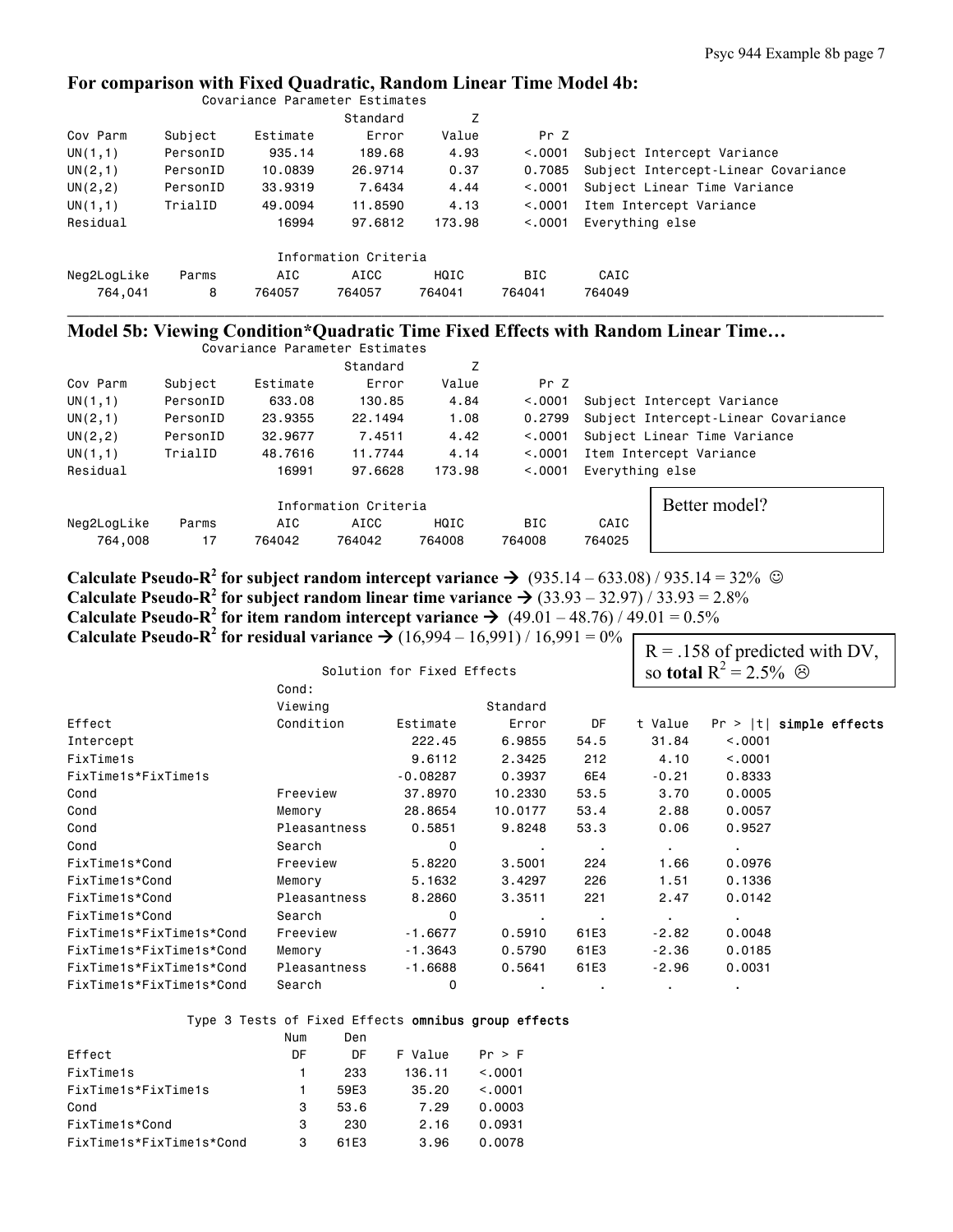### For comparison with Fixed Quadratic, Random Linear Time Model 4b:

Covariance Parameter Estimates

| Cov Parm | Subject | Estimate | Standard Error | Z Value | Pr Z | |
|---|---|---|---|---|---|---|
| UN(1,1) | PersonID | 935.14 | 189.68 | 4.93 | <.0001 | Subject Intercept Variance |
| UN(2,1) | PersonID | 10.0839 | 26.9714 | 0.37 | 0.7085 | Subject Intercept-Linear Covariance |
| UN(2,2) | PersonID | 33.9319 | 7.6434 | 4.44 | <.0001 | Subject Linear Time Variance |
| UN(1,1) | TrialID | 49.0094 | 11.8590 | 4.13 | <.0001 | Item Intercept Variance |
| Residual | | 16994 | 97.6812 | 173.98 | <.0001 | Everything else |

Information Criteria

| Neg2LogLike | Parms | AIC | AICC | HQIC | BIC | CAIC |
|---|---|---|---|---|---|---|
| 764,041 | 8 | 764057 | 764057 | 764041 | 764041 | 764049 |

---

### Model 5b: Viewing Condition*Quadratic Time Fixed Effects with Random Linear Time…

Covariance Parameter Estimates

| Cov Parm | Subject | Estimate | Standard Error | Z Value | Pr Z | |
|---|---|---|---|---|---|---|
| UN(1,1) | PersonID | 633.08 | 130.85 | 4.84 | <.0001 | Subject Intercept Variance |
| UN(2,1) | PersonID | 23.9355 | 22.1494 | 1.08 | 0.2799 | Subject Intercept-Linear Covariance |
| UN(2,2) | PersonID | 32.9677 | 7.4511 | 4.42 | <.0001 | Subject Linear Time Variance |
| UN(1,1) | TrialID | 48.7616 | 11.7744 | 4.14 | <.0001 | Item Intercept Variance |
| Residual | | 16991 | 97.6628 | 173.98 | <.0001 | Everything else |

Information Criteria

| Neg2LogLike | Parms | AIC | AICC | HQIC | BIC | CAIC |
|---|---|---|---|---|---|---|
| 764,008 | 17 | 764042 | 764042 | 764008 | 764008 | 764025 |

Better model?

**Calculate Pseudo-$R^2$ for subject random intercept variance →** (935.14 – 633.08) / 935.14 = 32% ☺

**Calculate Pseudo-$R^2$ for subject random linear time variance →** (33.93 – 32.97) / 33.93 = 2.8%

**Calculate Pseudo-$R^2$ for item random intercept variance →** (49.01 – 48.76) / 49.01 = 0.5%

**Calculate Pseudo-$R^2$ for residual variance →** (16,994 – 16,991) / 16,991 = 0%

R = .158 of predicted with DV, so **total** $R^2$ = 2.5% ☹

Solution for Fixed Effects

| Effect | Cond: Viewing Condition | Estimate | Standard Error | DF | t Value | Pr > \|t\| **simple effects** |
|---|---|---|---|---|---|---|
| Intercept | | 222.45 | 6.9855 | 54.5 | 31.84 | <.0001 |
| FixTime1s | | 9.6112 | 2.3425 | 212 | 4.10 | <.0001 |
| FixTime1s*FixTime1s | | -0.08287 | 0.3937 | 6E4 | -0.21 | 0.8333 |
| Cond | Freeview | 37.8970 | 10.2330 | 53.5 | 3.70 | 0.0005 |
| Cond | Memory | 28.8654 | 10.0177 | 53.4 | 2.88 | 0.0057 |
| Cond | Pleasantness | 0.5851 | 9.8248 | 53.3 | 0.06 | 0.9527 |
| Cond | Search | 0 | . | . | . | . |
| FixTime1s*Cond | Freeview | 5.8220 | 3.5001 | 224 | 1.66 | 0.0976 |
| FixTime1s*Cond | Memory | 5.1632 | 3.4297 | 226 | 1.51 | 0.1336 |
| FixTime1s*Cond | Pleasantness | 8.2860 | 3.3511 | 221 | 2.47 | 0.0142 |
| FixTime1s*Cond | Search | 0 | . | . | . | . |
| FixTime1s*FixTime1s*Cond | Freeview | -1.6677 | 0.5910 | 61E3 | -2.82 | 0.0048 |
| FixTime1s*FixTime1s*Cond | Memory | -1.3643 | 0.5790 | 61E3 | -2.36 | 0.0185 |
| FixTime1s*FixTime1s*Cond | Pleasantness | -1.6688 | 0.5641 | 61E3 | -2.96 | 0.0031 |
| FixTime1s*FixTime1s*Cond | Search | 0 | . | . | . | . |

Type 3 Tests of Fixed Effects **omnibus group effects**

| Effect | Num DF | Den DF | F Value | Pr > F |
|---|---|---|---|---|
| FixTime1s | 1 | 233 | 136.11 | <.0001 |
| FixTime1s*FixTime1s | 1 | 59E3 | 35.20 | <.0001 |
| Cond | 3 | 53.6 | 7.29 | 0.0003 |
| FixTime1s*Cond | 3 | 230 | 2.16 | 0.0931 |
| FixTime1s*FixTime1s*Cond | 3 | 61E3 | 3.96 | 0.0078 |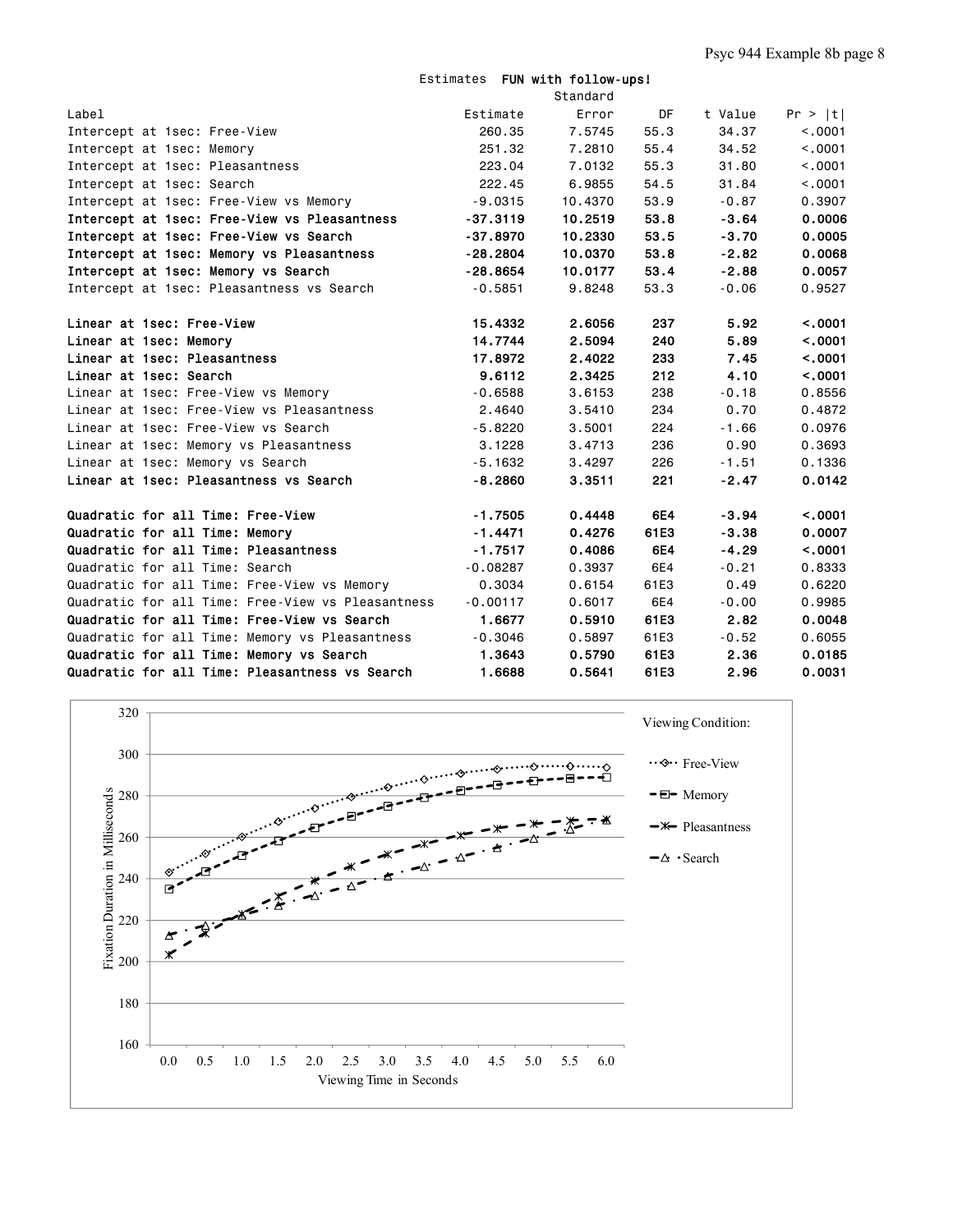Estimates **FUN with follow-ups!**

| Label | Estimate | Standard Error | DF | t Value | Pr > \|t\| |
|---|---|---|---|---|---|
| Intercept at 1sec: Free-View | 260.35 | 7.5745 | 55.3 | 34.37 | <.0001 |
| Intercept at 1sec: Memory | 251.32 | 7.2810 | 55.4 | 34.52 | <.0001 |
| Intercept at 1sec: Pleasantness | 223.04 | 7.0132 | 55.3 | 31.80 | <.0001 |
| Intercept at 1sec: Search | 222.45 | 6.9855 | 54.5 | 31.84 | <.0001 |
| Intercept at 1sec: Free-View vs Memory | -9.0315 | 10.4370 | 53.9 | -0.87 | 0.3907 |
| **Intercept at 1sec: Free-View vs Pleasantness** | **-37.3119** | **10.2519** | **53.8** | **-3.64** | **0.0006** |
| **Intercept at 1sec: Free-View vs Search** | **-37.8970** | **10.2330** | **53.5** | **-3.70** | **0.0005** |
| **Intercept at 1sec: Memory vs Pleasantness** | **-28.2804** | **10.0370** | **53.8** | **-2.82** | **0.0068** |
| **Intercept at 1sec: Memory vs Search** | **-28.8654** | **10.0177** | **53.4** | **-2.88** | **0.0057** |
| Intercept at 1sec: Pleasantness vs Search | -0.5851 | 9.8248 | 53.3 | -0.06 | 0.9527 |
| | | | | | |
| **Linear at 1sec: Free-View** | **15.4332** | **2.6056** | **237** | **5.92** | **<.0001** |
| **Linear at 1sec: Memory** | **14.7744** | **2.5094** | **240** | **5.89** | **<.0001** |
| **Linear at 1sec: Pleasantness** | **17.8972** | **2.4022** | **233** | **7.45** | **<.0001** |
| **Linear at 1sec: Search** | **9.6112** | **2.3425** | **212** | **4.10** | **<.0001** |
| Linear at 1sec: Free-View vs Memory | -0.6588 | 3.6153 | 238 | -0.18 | 0.8556 |
| Linear at 1sec: Free-View vs Pleasantness | 2.4640 | 3.5410 | 234 | 0.70 | 0.4872 |
| Linear at 1sec: Free-View vs Search | -5.8220 | 3.5001 | 224 | -1.66 | 0.0976 |
| Linear at 1sec: Memory vs Pleasantness | 3.1228 | 3.4713 | 236 | 0.90 | 0.3693 |
| Linear at 1sec: Memory vs Search | -5.1632 | 3.4297 | 226 | -1.51 | 0.1336 |
| **Linear at 1sec: Pleasantness vs Search** | **-8.2860** | **3.3511** | **221** | **-2.47** | **0.0142** |
| | | | | | |
| **Quadratic for all Time: Free-View** | **-1.7505** | **0.4448** | **6E4** | **-3.94** | **<.0001** |
| **Quadratic for all Time: Memory** | **-1.4471** | **0.4276** | **61E3** | **-3.38** | **0.0007** |
| **Quadratic for all Time: Pleasantness** | **-1.7517** | **0.4086** | **6E4** | **-4.29** | **<.0001** |
| Quadratic for all Time: Search | -0.08287 | 0.3937 | 6E4 | -0.21 | 0.8333 |
| Quadratic for all Time: Free-View vs Memory | 0.3034 | 0.6154 | 61E3 | 0.49 | 0.6220 |
| Quadratic for all Time: Free-View vs Pleasantness | -0.00117 | 0.6017 | 6E4 | -0.00 | 0.9985 |
| **Quadratic for all Time: Free-View vs Search** | **1.6677** | **0.5910** | **61E3** | **2.82** | **0.0048** |
| Quadratic for all Time: Memory vs Pleasantness | -0.3046 | 0.5897 | 61E3 | -0.52 | 0.6055 |
| **Quadratic for all Time: Memory vs Search** | **1.3643** | **0.5790** | **61E3** | **2.36** | **0.0185** |
| **Quadratic for all Time: Pleasantness vs Search** | **1.6688** | **0.5641** | **61E3** | **2.96** | **0.0031** |

Fixation Duration in Milliseconds

320
300
280
260
240
220
200
180
160

0.0 0.5 1.0 1.5 2.0 2.5 3.0 3.5 4.0 4.5 5.0 5.5 6.0

Viewing Time in Seconds

Viewing Condition:

Free-View

Memory

Pleasantness

Search